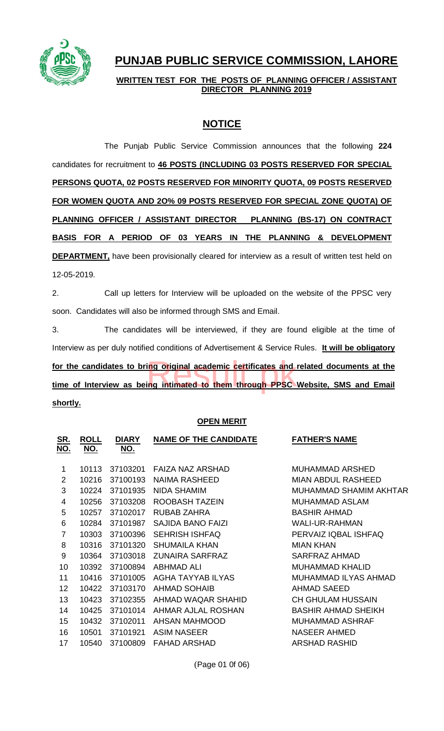# PUNJAB PUBLIC SERVICE COMMISSION, LAHORE

**WRITTEN TEST FOR THE POSTS OF PLANNING OFFICER / ASSISTANT DIRECTOR PLANNING 2019**

## NOTICE

The Punjab Public Service Commission announces that the following **224** candidates for recruitment to **46 POSTS (INCLUDING 03 POSTS RESERVED FOR SPECIAL PERSONS QUOTA, 02 POSTS RESERVED FOR MINORITY QUOTA, 09 POSTS RESERVED FOR WOMEN QUOTA AND 2O% 09 POSTS RESERVED FOR SPECIAL ZONE QUOTA) OF PLANNING OFFICER / ASSISTANT DIRECTOR PLANNING (BS-17) ON CONTRACT BASIS FOR A PERIOD OF 03 YEARS IN THE PLANNING & DEVELOPMENT DEPARTMENT,** have been provisionally cleared for interview as a result of written test held on 12-05-2019.

2. Call up letters for Interview will be uploaded on the website of the PPSC very soon. Candidates will also be informed through SMS and Email.

3. The candidates will be interviewed, if they are found eligible at the time of Interview as per duly notified conditions of Advertisement & Service Rules. **It will be obligatory for the candidates to bring original academic certificates and related documents at the time of Interview as being intimated to them through PPSC Website, SMS and Email shortly.**

**OPEN MERIT**

| SR. NO. | ROLL NO. | DIARY NO. | NAME OF THE CANDIDATE | FATHER'S NAME |
|---|---|---|---|---|
| 1 | 10113 | 37103201 | FAIZA NAZ ARSHAD | MUHAMMAD ARSHED |
| 2 | 10216 | 37100193 | NAIMA RASHEED | MIAN ABDUL RASHEED |
| 3 | 10224 | 37101935 | NIDA SHAMIM | MUHAMMAD SHAMIM AKHTAR |
| 4 | 10256 | 37103208 | ROOBASH TAZEIN | MUHAMMAD ASLAM |
| 5 | 10257 | 37102017 | RUBAB ZAHRA | BASHIR AHMAD |
| 6 | 10284 | 37101987 | SAJIDA BANO FAIZI | WALI-UR-RAHMAN |
| 7 | 10303 | 37100396 | SEHRISH ISHFAQ | PERVAIZ IQBAL ISHFAQ |
| 8 | 10316 | 37101320 | SHUMAILA KHAN | MIAN KHAN |
| 9 | 10364 | 37103018 | ZUNAIRA SARFRAZ | SARFRAZ AHMAD |
| 10 | 10392 | 37100894 | ABHMAD ALI | MUHAMMAD KHALID |
| 11 | 10416 | 37101005 | AGHA TAYYAB ILYAS | MUHAMMAD ILYAS AHMAD |
| 12 | 10422 | 37103170 | AHMAD SOHAIB | AHMAD SAEED |
| 13 | 10423 | 37102355 | AHMAD WAQAR SHAHID | CH GHULAM HUSSAIN |
| 14 | 10425 | 37101014 | AHMAR AJLAL ROSHAN | BASHIR AHMAD SHEIKH |
| 15 | 10432 | 37102011 | AHSAN MAHMOOD | MUHAMMAD ASHRAF |
| 16 | 10501 | 37101921 | ASIM NASEER | NASEER AHMED |
| 17 | 10540 | 37100809 | FAHAD ARSHAD | ARSHAD RASHID |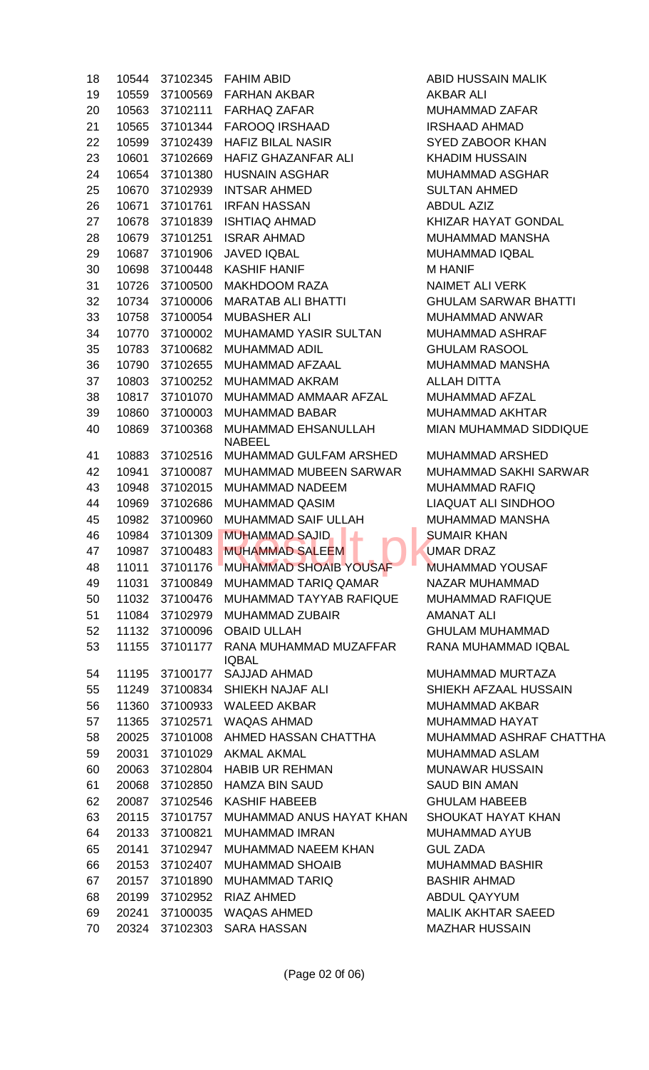| | | | | |
|---|---|---|---|---|
| 18 | 10544 | 37102345 | FAHIM ABID | ABID HUSSAIN MALIK |
| 19 | 10559 | 37100569 | FARHAN AKBAR | AKBAR ALI |
| 20 | 10563 | 37102111 | FARHAQ ZAFAR | MUHAMMAD ZAFAR |
| 21 | 10565 | 37101344 | FAROOQ IRSHAAD | IRSHAAD AHMAD |
| 22 | 10599 | 37102439 | HAFIZ BILAL NASIR | SYED ZABOOR KHAN |
| 23 | 10601 | 37102669 | HAFIZ GHAZANFAR ALI | KHADIM HUSSAIN |
| 24 | 10654 | 37101380 | HUSNAIN ASGHAR | MUHAMMAD ASGHAR |
| 25 | 10670 | 37102939 | INTSAR AHMED | SULTAN AHMED |
| 26 | 10671 | 37101761 | IRFAN HASSAN | ABDUL AZIZ |
| 27 | 10678 | 37101839 | ISHTIAQ AHMAD | KHIZAR HAYAT GONDAL |
| 28 | 10679 | 37101251 | ISRAR AHMAD | MUHAMMAD MANSHA |
| 29 | 10687 | 37101906 | JAVED IQBAL | MUHAMMAD IQBAL |
| 30 | 10698 | 37100448 | KASHIF HANIF | M HANIF |
| 31 | 10726 | 37100500 | MAKHDOOM RAZA | NAIMET ALI VERK |
| 32 | 10734 | 37100006 | MARATAB ALI BHATTI | GHULAM SARWAR BHATTI |
| 33 | 10758 | 37100054 | MUBASHER ALI | MUHAMMAD ANWAR |
| 34 | 10770 | 37100002 | MUHAMAMD YASIR SULTAN | MUHAMMAD ASHRAF |
| 35 | 10783 | 37100682 | MUHAMMAD ADIL | GHULAM RASOOL |
| 36 | 10790 | 37102655 | MUHAMMAD AFZAAL | MUHAMMAD MANSHA |
| 37 | 10803 | 37100252 | MUHAMMAD AKRAM | ALLAH DITTA |
| 38 | 10817 | 37101070 | MUHAMMAD AMMAAR AFZAL | MUHAMMAD AFZAL |
| 39 | 10860 | 37100003 | MUHAMMAD BABAR | MUHAMMAD AKHTAR |
| 40 | 10869 | 37100368 | MUHAMMAD EHSANULLAH NABEEL | MIAN MUHAMMAD SIDDIQUE |
| 41 | 10883 | 37102516 | MUHAMMAD GULFAM ARSHED | MUHAMMAD ARSHED |
| 42 | 10941 | 37100087 | MUHAMMAD MUBEEN SARWAR | MUHAMMAD SAKHI SARWAR |
| 43 | 10948 | 37102015 | MUHAMMAD NADEEM | MUHAMMAD RAFIQ |
| 44 | 10969 | 37102686 | MUHAMMAD QASIM | LIAQUAT ALI SINDHOO |
| 45 | 10982 | 37100960 | MUHAMMAD SAIF ULLAH | MUHAMMAD MANSHA |
| 46 | 10984 | 37101309 | MUHAMMAD SAJID | SUMAIR KHAN |
| 47 | 10987 | 37100483 | MUHAMMAD SALEEM | UMAR DRAZ |
| 48 | 11011 | 37101176 | MUHAMMAD SHOAIB YOUSAF | MUHAMMAD YOUSAF |
| 49 | 11031 | 37100849 | MUHAMMAD TARIQ QAMAR | NAZAR MUHAMMAD |
| 50 | 11032 | 37100476 | MUHAMMAD TAYYAB RAFIQUE | MUHAMMAD RAFIQUE |
| 51 | 11084 | 37102979 | MUHAMMAD ZUBAIR | AMANAT ALI |
| 52 | 11132 | 37100096 | OBAID ULLAH | GHULAM MUHAMMAD |
| 53 | 11155 | 37101177 | RANA MUHAMMAD MUZAFFAR IQBAL | RANA MUHAMMAD IQBAL |
| 54 | 11195 | 37100177 | SAJJAD AHMAD | MUHAMMAD MURTAZA |
| 55 | 11249 | 37100834 | SHIEKH NAJAF ALI | SHIEKH AFZAAL HUSSAIN |
| 56 | 11360 | 37100933 | WALEED AKBAR | MUHAMMAD AKBAR |
| 57 | 11365 | 37102571 | WAQAS AHMAD | MUHAMMAD HAYAT |
| 58 | 20025 | 37101008 | AHMED HASSAN CHATTHA | MUHAMMAD ASHRAF CHATTHA |
| 59 | 20031 | 37101029 | AKMAL AKMAL | MUHAMMAD ASLAM |
| 60 | 20063 | 37102804 | HABIB UR REHMAN | MUNAWAR HUSSAIN |
| 61 | 20068 | 37102850 | HAMZA BIN SAUD | SAUD BIN AMAN |
| 62 | 20087 | 37102546 | KASHIF HABEEB | GHULAM HABEEB |
| 63 | 20115 | 37101757 | MUHAMMAD ANUS HAYAT KHAN | SHOUKAT HAYAT KHAN |
| 64 | 20133 | 37100821 | MUHAMMAD IMRAN | MUHAMMAD AYUB |
| 65 | 20141 | 37102947 | MUHAMMAD NAEEM KHAN | GUL ZADA |
| 66 | 20153 | 37102407 | MUHAMMAD SHOAIB | MUHAMMAD BASHIR |
| 67 | 20157 | 37101890 | MUHAMMAD TARIQ | BASHIR AHMAD |
| 68 | 20199 | 37102952 | RIAZ AHMED | ABDUL QAYYUM |
| 69 | 20241 | 37100035 | WAQAS AHMED | MALIK AKHTAR SAEED |
| 70 | 20324 | 37102303 | SARA HASSAN | MAZHAR HUSSAIN |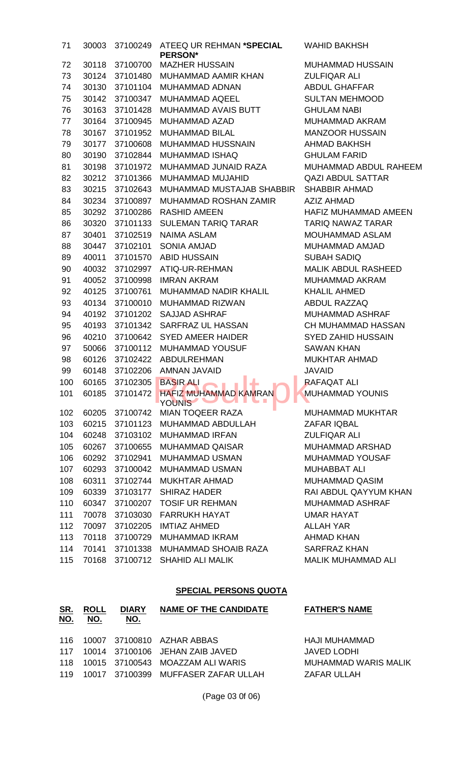| SR. NO. | ROLL NO. | DIARY NO. | NAME OF THE CANDIDATE | FATHER'S NAME |
|---|---|---|---|---|
| 71 | 30003 | 37100249 | ATEEQ UR REHMAN **\*SPECIAL PERSON\*** | WAHID BAKHSH |
| 72 | 30118 | 37100700 | MAZHER HUSSAIN | MUHAMMAD HUSSAIN |
| 73 | 30124 | 37101480 | MUHAMMAD AAMIR KHAN | ZULFIQAR ALI |
| 74 | 30130 | 37101104 | MUHAMMAD ADNAN | ABDUL GHAFFAR |
| 75 | 30142 | 37100347 | MUHAMMAD AQEEL | SULTAN MEHMOOD |
| 76 | 30163 | 37101428 | MUHAMMAD AVAIS BUTT | GHULAM NABI |
| 77 | 30164 | 37100945 | MUHAMMAD AZAD | MUHAMMAD AKRAM |
| 78 | 30167 | 37101952 | MUHAMMAD BILAL | MANZOOR HUSSAIN |
| 79 | 30177 | 37100608 | MUHAMMAD HUSSNAIN | AHMAD BAKHSH |
| 80 | 30190 | 37102844 | MUHAMMAD ISHAQ | GHULAM FARID |
| 81 | 30198 | 37101972 | MUHAMMAD JUNAID RAZA | MUHAMMAD ABDUL RAHEEM |
| 82 | 30212 | 37101366 | MUHAMMAD MUJAHID | QAZI ABDUL SATTAR |
| 83 | 30215 | 37102643 | MUHAMMAD MUSTAJAB SHABBIR | SHABBIR AHMAD |
| 84 | 30234 | 37100897 | MUHAMMAD ROSHAN ZAMIR | AZIZ AHMAD |
| 85 | 30292 | 37100286 | RASHID AMEEN | HAFIZ MUHAMMAD AMEEN |
| 86 | 30320 | 37101133 | SULEMAN TARIQ TARAR | TARIQ NAWAZ TARAR |
| 87 | 30401 | 37102519 | NAIMA ASLAM | MOUHAMMAD ASLAM |
| 88 | 30447 | 37102101 | SONIA AMJAD | MUHAMMAD AMJAD |
| 89 | 40011 | 37101570 | ABID HUSSAIN | SUBAH SADIQ |
| 90 | 40032 | 37102997 | ATIQ-UR-REHMAN | MALIK ABDUL RASHEED |
| 91 | 40052 | 37100998 | IMRAN AKRAM | MUHAMMAD AKRAM |
| 92 | 40125 | 37100761 | MUHAMMAD NADIR KHALIL | KHALIL AHMED |
| 93 | 40134 | 37100010 | MUHAMMAD RIZWAN | ABDUL RAZZAQ |
| 94 | 40192 | 37101202 | SAJJAD ASHRAF | MUHAMMAD ASHRAF |
| 95 | 40193 | 37101342 | SARFRAZ UL HASSAN | CH MUHAMMAD HASSAN |
| 96 | 40210 | 37100642 | SYED AMEER HAIDER | SYED ZAHID HUSSAIN |
| 97 | 50066 | 37100112 | MUHAMMAD YOUSUF | SAWAN KHAN |
| 98 | 60126 | 37102422 | ABDULREHMAN | MUKHTAR AHMAD |
| 99 | 60148 | 37102206 | AMNAN JAVAID | JAVAID |
| 100 | 60165 | 37102305 | BASIR ALI | RAFAQAT ALI |
| 101 | 60185 | 37101472 | HAFIZ MUHAMMAD KAMRAN YOUNIS | MUHAMMAD YOUNIS |
| 102 | 60205 | 37100742 | MIAN TOQEER RAZA | MUHAMMAD MUKHTAR |
| 103 | 60215 | 37101123 | MUHAMMAD ABDULLAH | ZAFAR IQBAL |
| 104 | 60248 | 37103102 | MUHAMMAD IRFAN | ZULFIQAR ALI |
| 105 | 60267 | 37100655 | MUHAMMAD QAISAR | MUHAMMAD ARSHAD |
| 106 | 60292 | 37102941 | MUHAMMAD USMAN | MUHAMMAD YOUSAF |
| 107 | 60293 | 37100042 | MUHAMMAD USMAN | MUHABBAT ALI |
| 108 | 60311 | 37102744 | MUKHTAR AHMAD | MUHAMMAD QASIM |
| 109 | 60339 | 37103177 | SHIRAZ HADER | RAI ABDUL QAYYUM KHAN |
| 110 | 60347 | 37100207 | TOSIF UR REHMAN | MUHAMMAD ASHRAF |
| 111 | 70078 | 37103030 | FARRUKH HAYAT | UMAR HAYAT |
| 112 | 70097 | 37102205 | IMTIAZ AHMED | ALLAH YAR |
| 113 | 70118 | 37100729 | MUHAMMAD IKRAM | AHMAD KHAN |
| 114 | 70141 | 37101338 | MUHAMMAD SHOAIB RAZA | SARFRAZ KHAN |
| 115 | 70168 | 37100712 | SHAHID ALI MALIK | MALIK MUHAMMAD ALI |

## SPECIAL PERSONS QUOTA

| SR. NO. | ROLL NO. | DIARY NO. | NAME OF THE CANDIDATE | FATHER'S NAME |
|---|---|---|---|---|
| 116 | 10007 | 37100810 | AZHAR ABBAS | HAJI MUHAMMAD |
| 117 | 10014 | 37100106 | JEHAN ZAIB JAVED | JAVED LODHI |
| 118 | 10015 | 37100543 | MOAZZAM ALI WARIS | MUHAMMAD WARIS MALIK |
| 119 | 10017 | 37100399 | MUFFASER ZAFAR ULLAH | ZAFAR ULLAH |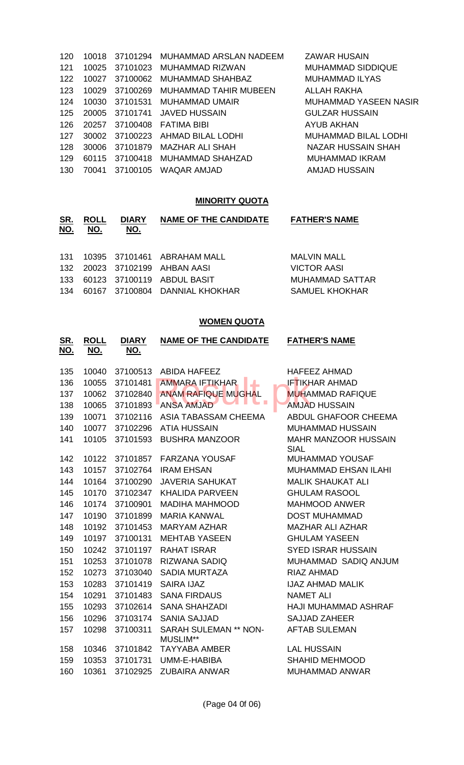| SR. NO. | ROLL NO. | DIARY NO. | NAME OF THE CANDIDATE | FATHER'S NAME |
|---|---|---|---|---|
| 120 | 10018 | 37101294 | MUHAMMAD ARSLAN NADEEM | ZAWAR HUSAIN |
| 121 | 10025 | 37101023 | MUHAMMAD RIZWAN | MUHAMMAD SIDDIQUE |
| 122 | 10027 | 37100062 | MUHAMMAD SHAHBAZ | MUHAMMAD ILYAS |
| 123 | 10029 | 37100269 | MUHAMMAD TAHIR MUBEEN | ALLAH RAKHA |
| 124 | 10030 | 37101531 | MUHAMMAD UMAIR | MUHAMMAD YASEEN NASIR |
| 125 | 20005 | 37101741 | JAVED HUSSAIN | GULZAR HUSSAIN |
| 126 | 20257 | 37100408 | FATIMA BIBI | AYUB AKHAN |
| 127 | 30002 | 37100223 | AHMAD BILAL LODHI | MUHAMMAD BILAL LODHI |
| 128 | 30006 | 37101879 | MAZHAR ALI SHAH | NAZAR HUSSAIN SHAH |
| 129 | 60115 | 37100418 | MUHAMMAD SHAHZAD | MUHAMMAD IKRAM |
| 130 | 70041 | 37100105 | WAQAR AMJAD | AMJAD HUSSAIN |

## MINORITY QUOTA

| SR. NO. | ROLL NO. | DIARY NO. | NAME OF THE CANDIDATE | FATHER'S NAME |
|---|---|---|---|---|
| 131 | 10395 | 37101461 | ABRAHAM MALL | MALVIN MALL |
| 132 | 20023 | 37102199 | AHBAN AASI | VICTOR AASI |
| 133 | 60123 | 37100119 | ABDUL BASIT | MUHAMMAD SATTAR |
| 134 | 60167 | 37100804 | DANNIAL KHOKHAR | SAMUEL KHOKHAR |

## WOMEN QUOTA

| SR. NO. | ROLL NO. | DIARY NO. | NAME OF THE CANDIDATE | FATHER'S NAME |
|---|---|---|---|---|
| 135 | 10040 | 37100513 | ABIDA HAFEEZ | HAFEEZ AHMAD |
| 136 | 10055 | 37101481 | AMMARA IFTIKHAR | IFTIKHAR AHMAD |
| 137 | 10062 | 37102840 | ANAM RAFIQUE MUGHAL | MUHAMMAD RAFIQUE |
| 138 | 10065 | 37101893 | ANSA AMJAD | AMJAD HUSSAIN |
| 139 | 10071 | 37102116 | ASIA TABASSAM CHEEMA | ABDUL GHAFOOR CHEEMA |
| 140 | 10077 | 37102296 | ATIA HUSSAIN | MUHAMMAD HUSSAIN |
| 141 | 10105 | 37101593 | BUSHRA MANZOOR | MAHR MANZOOR HUSSAIN SIAL |
| 142 | 10122 | 37101857 | FARZANA YOUSAF | MUHAMMAD YOUSAF |
| 143 | 10157 | 37102764 | IRAM EHSAN | MUHAMMAD EHSAN ILAHI |
| 144 | 10164 | 37100290 | JAVERIA SAHUKAT | MALIK SHAUKAT ALI |
| 145 | 10170 | 37102347 | KHALIDA PARVEEN | GHULAM RASOOL |
| 146 | 10174 | 37100901 | MADIHA MAHMOOD | MAHMOOD ANWER |
| 147 | 10190 | 37101899 | MARIA KANWAL | DOST MUHAMMAD |
| 148 | 10192 | 37101453 | MARYAM AZHAR | MAZHAR ALI AZHAR |
| 149 | 10197 | 37100131 | MEHTAB YASEEN | GHULAM YASEEN |
| 150 | 10242 | 37101197 | RAHAT ISRAR | SYED ISRAR HUSSAIN |
| 151 | 10253 | 37101078 | RIZWANA SADIQ | MUHAMMAD SADIQ ANJUM |
| 152 | 10273 | 37103040 | SADIA MURTAZA | RIAZ AHMAD |
| 153 | 10283 | 37101419 | SAIRA IJAZ | IJAZ AHMAD MALIK |
| 154 | 10291 | 37101483 | SANA FIRDAUS | NAMET ALI |
| 155 | 10293 | 37102614 | SANA SHAHZADI | HAJI MUHAMMAD ASHRAF |
| 156 | 10296 | 37103174 | SANIA SAJJAD | SAJJAD ZAHEER |
| 157 | 10298 | 37100311 | SARAH SULEMAN ** NON-MUSLIM** | AFTAB SULEMAN |
| 158 | 10346 | 37101842 | TAYYABA AMBER | LAL HUSSAIN |
| 159 | 10353 | 37101731 | UMM-E-HABIBA | SHAHID MEHMOOD |
| 160 | 10361 | 37102925 | ZUBAIRA ANWAR | MUHAMMAD ANWAR |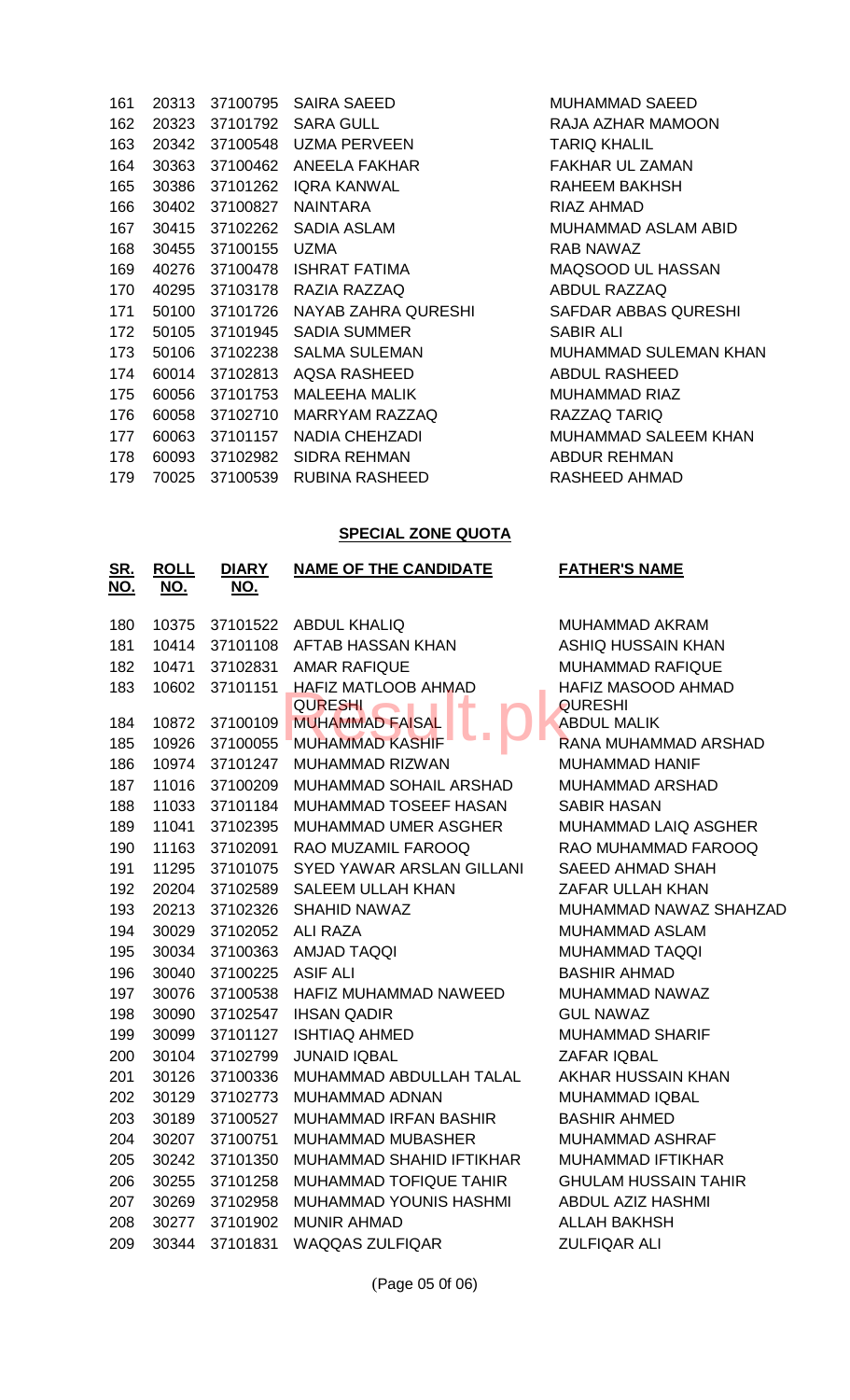| SR. NO. | ROLL NO. | DIARY NO. | NAME OF THE CANDIDATE | FATHER'S NAME |
|---|---|---|---|---|
| 161 | 20313 | 37100795 | SAIRA SAEED | MUHAMMAD SAEED |
| 162 | 20323 | 37101792 | SARA GULL | RAJA AZHAR MAMOON |
| 163 | 20342 | 37100548 | UZMA PERVEEN | TARIQ KHALIL |
| 164 | 30363 | 37100462 | ANEELA FAKHAR | FAKHAR UL ZAMAN |
| 165 | 30386 | 37101262 | IQRA KANWAL | RAHEEM BAKHSH |
| 166 | 30402 | 37100827 | NAINTARA | RIAZ AHMAD |
| 167 | 30415 | 37102262 | SADIA ASLAM | MUHAMMAD ASLAM ABID |
| 168 | 30455 | 37100155 | UZMA | RAB NAWAZ |
| 169 | 40276 | 37100478 | ISHRAT FATIMA | MAQSOOD UL HASSAN |
| 170 | 40295 | 37103178 | RAZIA RAZZAQ | ABDUL RAZZAQ |
| 171 | 50100 | 37101726 | NAYAB ZAHRA QURESHI | SAFDAR ABBAS QURESHI |
| 172 | 50105 | 37101945 | SADIA SUMMER | SABIR ALI |
| 173 | 50106 | 37102238 | SALMA SULEMAN | MUHAMMAD SULEMAN KHAN |
| 174 | 60014 | 37102813 | AQSA RASHEED | ABDUL RASHEED |
| 175 | 60056 | 37101753 | MALEEHA MALIK | MUHAMMAD RIAZ |
| 176 | 60058 | 37102710 | MARRYAM RAZZAQ | RAZZAQ TARIQ |
| 177 | 60063 | 37101157 | NADIA CHEHZADI | MUHAMMAD SALEEM KHAN |
| 178 | 60093 | 37102982 | SIDRA REHMAN | ABDUR REHMAN |
| 179 | 70025 | 37100539 | RUBINA RASHEED | RASHEED AHMAD |

**SPECIAL ZONE QUOTA**

| SR. NO. | ROLL NO. | DIARY NO. | NAME OF THE CANDIDATE | FATHER'S NAME |
|---|---|---|---|---|
| 180 | 10375 | 37101522 | ABDUL KHALIQ | MUHAMMAD AKRAM |
| 181 | 10414 | 37101108 | AFTAB HASSAN KHAN | ASHIQ HUSSAIN KHAN |
| 182 | 10471 | 37102831 | AMAR RAFIQUE | MUHAMMAD RAFIQUE |
| 183 | 10602 | 37101151 | HAFIZ MATLOOB AHMAD QURESHI | HAFIZ MASOOD AHMAD QURESHI |
| 184 | 10872 | 37100109 | MUHAMMAD FAISAL | ABDUL MALIK |
| 185 | 10926 | 37100055 | MUHAMMAD KASHIF | RANA MUHAMMAD ARSHAD |
| 186 | 10974 | 37101247 | MUHAMMAD RIZWAN | MUHAMMAD HANIF |
| 187 | 11016 | 37100209 | MUHAMMAD SOHAIL ARSHAD | MUHAMMAD ARSHAD |
| 188 | 11033 | 37101184 | MUHAMMAD TOSEEF HASAN | SABIR HASAN |
| 189 | 11041 | 37102395 | MUHAMMAD UMER ASGHER | MUHAMMAD LAIQ ASGHER |
| 190 | 11163 | 37102091 | RAO MUZAMIL FAROOQ | RAO MUHAMMAD FAROOQ |
| 191 | 11295 | 37101075 | SYED YAWAR ARSLAN GILLANI | SAEED AHMAD SHAH |
| 192 | 20204 | 37102589 | SALEEM ULLAH KHAN | ZAFAR ULLAH KHAN |
| 193 | 20213 | 37102326 | SHAHID NAWAZ | MUHAMMAD NAWAZ SHAHZAD |
| 194 | 30029 | 37102052 | ALI RAZA | MUHAMMAD ASLAM |
| 195 | 30034 | 37100363 | AMJAD TAQQI | MUHAMMAD TAQQI |
| 196 | 30040 | 37100225 | ASIF ALI | BASHIR AHMAD |
| 197 | 30076 | 37100538 | HAFIZ MUHAMMAD NAWEED | MUHAMMAD NAWAZ |
| 198 | 30090 | 37102547 | IHSAN QADIR | GUL NAWAZ |
| 199 | 30099 | 37101127 | ISHTIAQ AHMED | MUHAMMAD SHARIF |
| 200 | 30104 | 37102799 | JUNAID IQBAL | ZAFAR IQBAL |
| 201 | 30126 | 37100336 | MUHAMMAD ABDULLAH TALAL | AKHAR HUSSAIN KHAN |
| 202 | 30129 | 37102773 | MUHAMMAD ADNAN | MUHAMMAD IQBAL |
| 203 | 30189 | 37100527 | MUHAMMAD IRFAN BASHIR | BASHIR AHMED |
| 204 | 30207 | 37100751 | MUHAMMAD MUBASHER | MUHAMMAD ASHRAF |
| 205 | 30242 | 37101350 | MUHAMMAD SHAHID IFTIKHAR | MUHAMMAD IFTIKHAR |
| 206 | 30255 | 37101258 | MUHAMMAD TOFIQUE TAHIR | GHULAM HUSSAIN TAHIR |
| 207 | 30269 | 37102958 | MUHAMMAD YOUNIS HASHMI | ABDUL AZIZ HASHMI |
| 208 | 30277 | 37101902 | MUNIR AHMAD | ALLAH BAKHSH |
| 209 | 30344 | 37101831 | WAQQAS ZULFIQAR | ZULFIQAR ALI |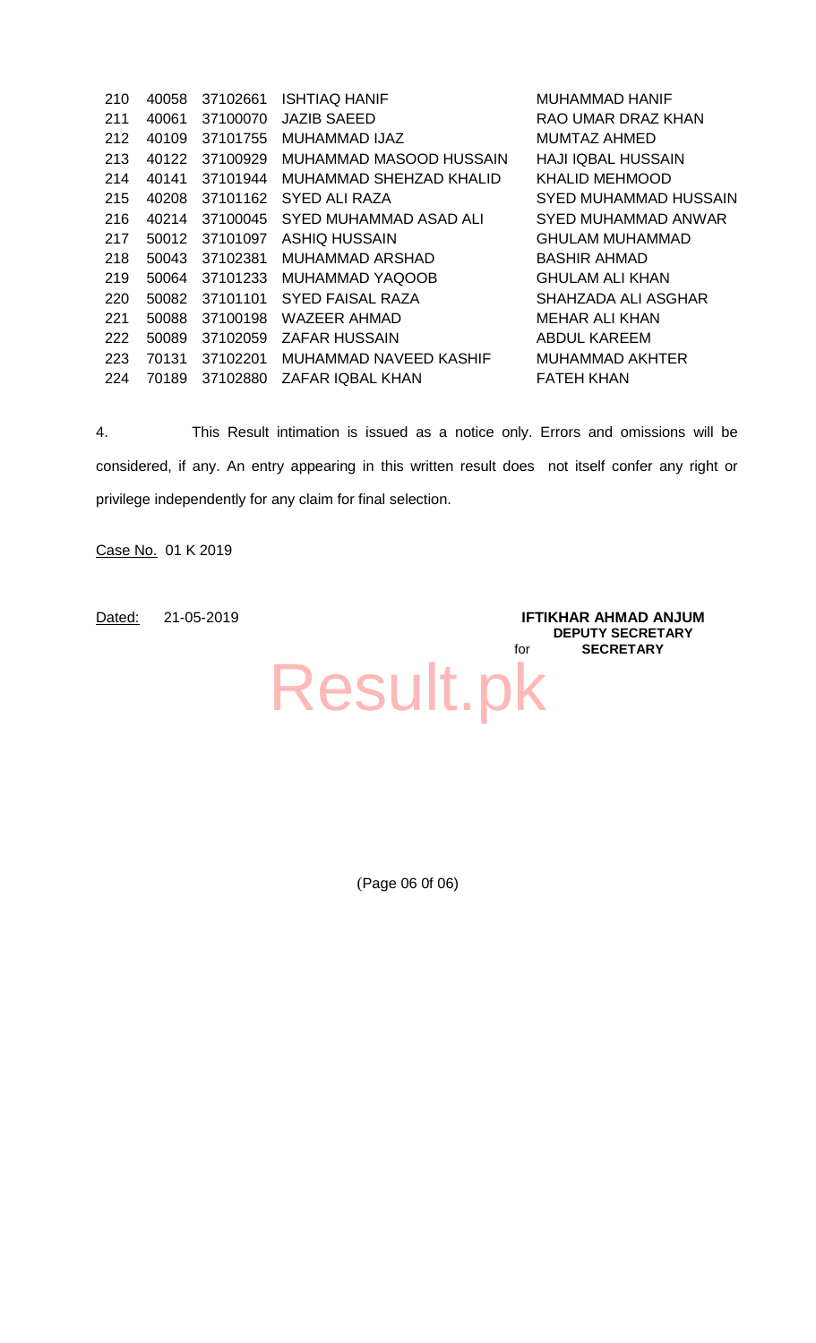| | | | | |
|---|---|---|---|---|
| 210 | 40058 | 37102661 | ISHTIAQ HANIF | MUHAMMAD HANIF |
| 211 | 40061 | 37100070 | JAZIB SAEED | RAO UMAR DRAZ KHAN |
| 212 | 40109 | 37101755 | MUHAMMAD IJAZ | MUMTAZ AHMED |
| 213 | 40122 | 37100929 | MUHAMMAD MASOOD HUSSAIN | HAJI IQBAL HUSSAIN |
| 214 | 40141 | 37101944 | MUHAMMAD SHEHZAD KHALID | KHALID MEHMOOD |
| 215 | 40208 | 37101162 | SYED ALI RAZA | SYED MUHAMMAD HUSSAIN |
| 216 | 40214 | 37100045 | SYED MUHAMMAD ASAD ALI | SYED MUHAMMAD ANWAR |
| 217 | 50012 | 37101097 | ASHIQ HUSSAIN | GHULAM MUHAMMAD |
| 218 | 50043 | 37102381 | MUHAMMAD ARSHAD | BASHIR AHMAD |
| 219 | 50064 | 37101233 | MUHAMMAD YAQOOB | GHULAM ALI KHAN |
| 220 | 50082 | 37101101 | SYED FAISAL RAZA | SHAHZADA ALI ASGHAR |
| 221 | 50088 | 37100198 | WAZEER AHMAD | MEHAR ALI KHAN |
| 222 | 50089 | 37102059 | ZAFAR HUSSAIN | ABDUL KAREEM |
| 223 | 70131 | 37102201 | MUHAMMAD NAVEED KASHIF | MUHAMMAD AKHTER |
| 224 | 70189 | 37102880 | ZAFAR IQBAL KHAN | FATEH KHAN |

4. This Result intimation is issued as a notice only. Errors and omissions will be considered, if any. An entry appearing in this written result does not itself confer any right or privilege independently for any claim for final selection.

Case No. 01 K 2019

Dated: 21-05-2019

**IFTIKHAR AHMAD ANJUM**
**DEPUTY SECRETARY**
for **SECRETARY**

Result.pk